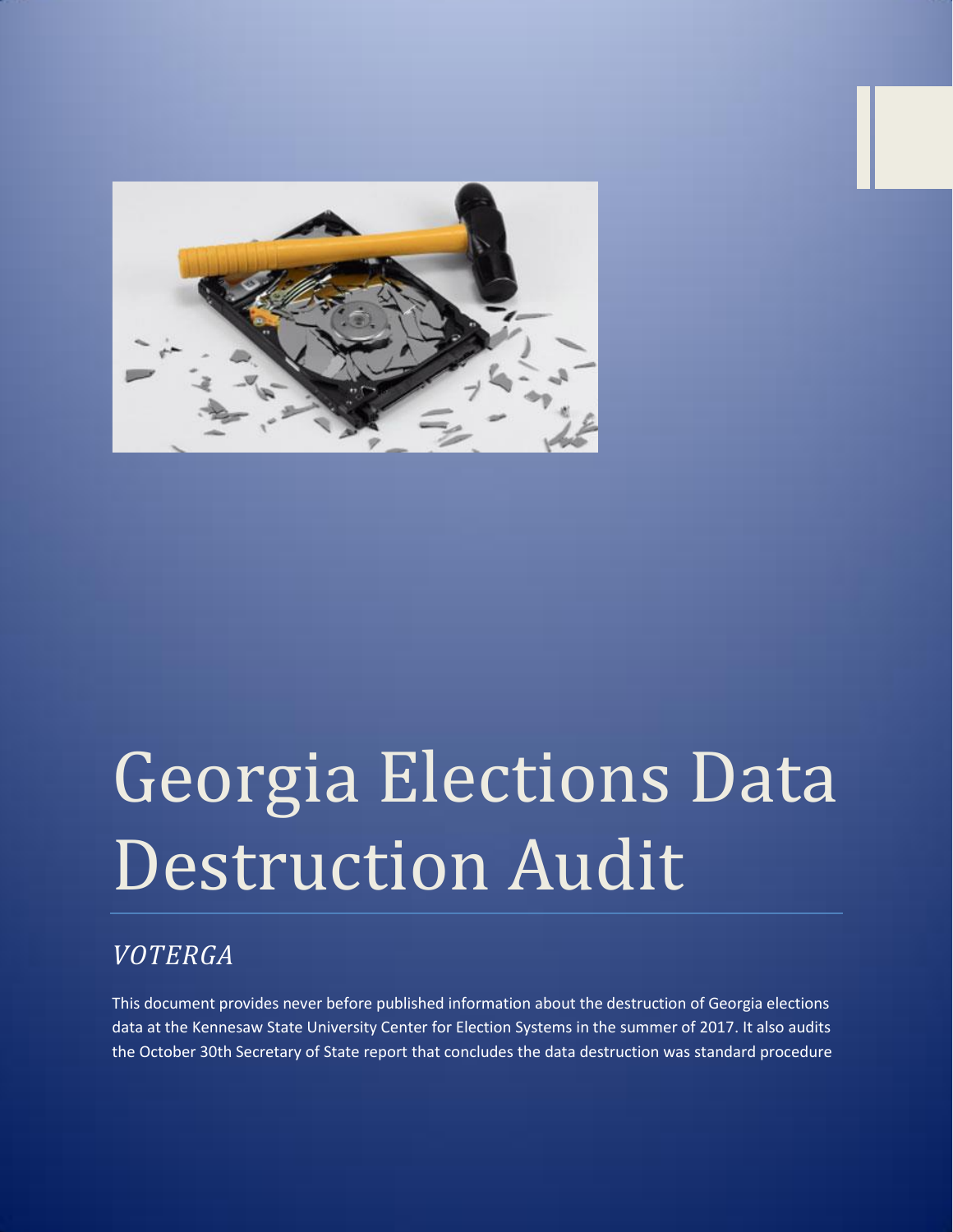# Georgia Elections Data Destruction Audit

## *VOTERGA*

This document provides never before published information about the destruction of Georgia elections data at the Kennesaw State University Center for Election Systems in the summer of 2017. It also audits the October 30th Secretary of State report that concludes the data destruction was standard procedure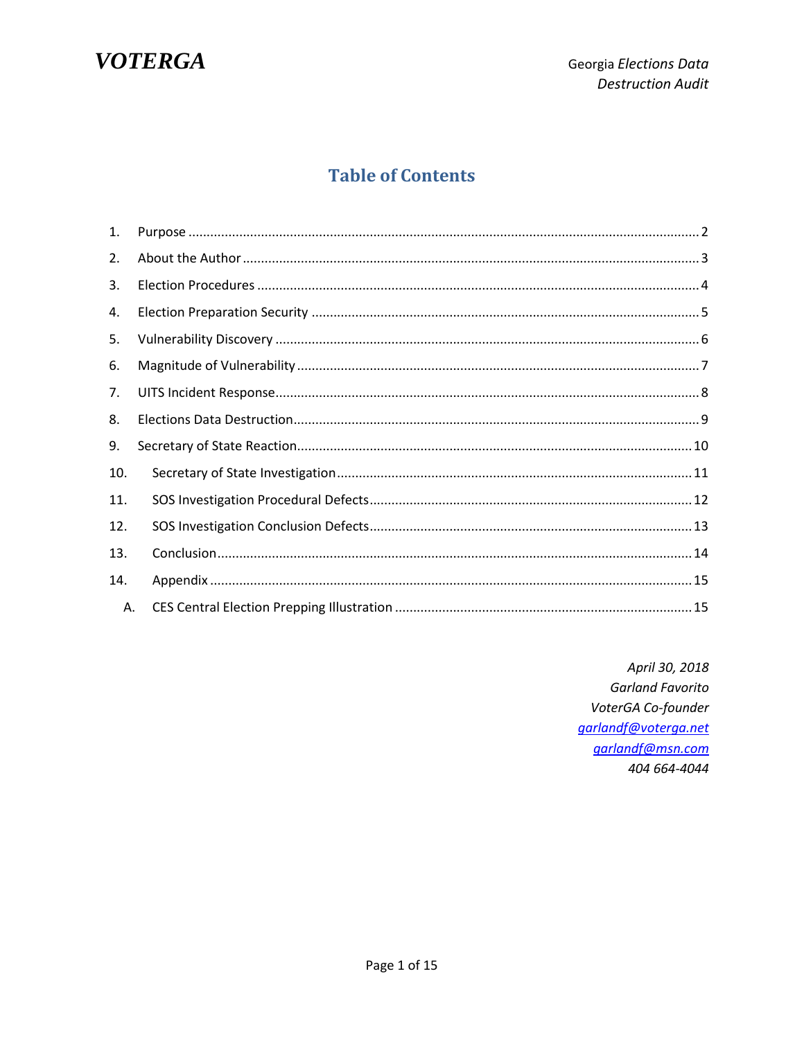# VOTERGA

Georgia *Elections Data Destruction Audit*

## Table of Contents

1. Purpose ........ 2
2. About the Author ........ 3
3. Election Procedures ........ 4
4. Election Preparation Security ........ 5
5. Vulnerability Discovery ........ 6
6. Magnitude of Vulnerability ........ 7
7. UITS Incident Response ........ 8
8. Elections Data Destruction ........ 9
9. Secretary of State Reaction ........ 10
10. Secretary of State Investigation ........ 11
11. SOS Investigation Procedural Defects ........ 12
12. SOS Investigation Conclusion Defects ........ 13
13. Conclusion ........ 14
14. Appendix ........ 15
    A. CES Central Election Prepping Illustration ........ 15

*April 30, 2018*
*Garland Favorito*
*VoterGA Co-founder*
*garlandf@voterga.net*
*garlandf@msn.com*
*404 664-4044*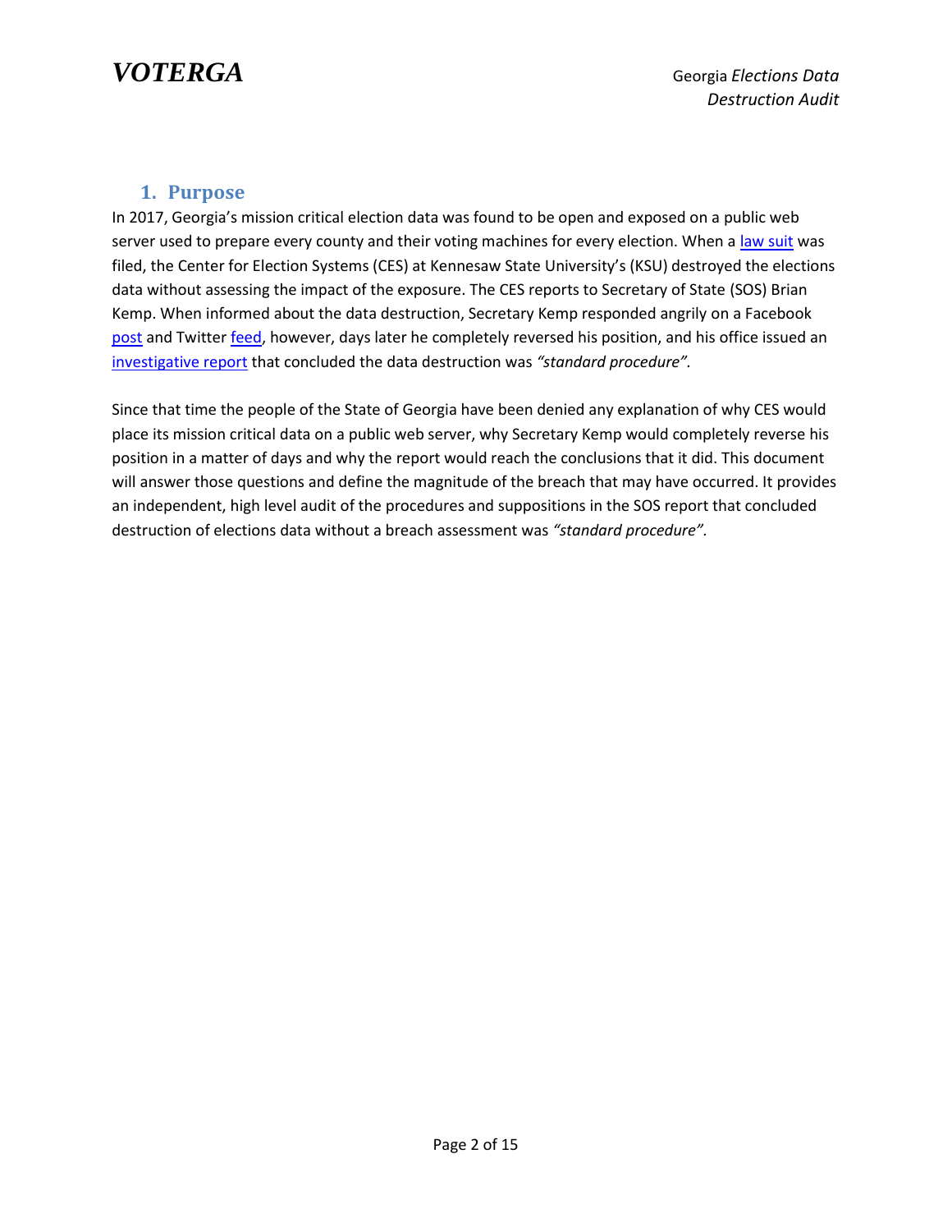## 1. Purpose

In 2017, Georgia's mission critical election data was found to be open and exposed on a public web server used to prepare every county and their voting machines for every election. When a law suit was filed, the Center for Election Systems (CES) at Kennesaw State University's (KSU) destroyed the elections data without assessing the impact of the exposure. The CES reports to Secretary of State (SOS) Brian Kemp. When informed about the data destruction, Secretary Kemp responded angrily on a Facebook post and Twitter feed, however, days later he completely reversed his position, and his office issued an investigative report that concluded the data destruction was *"standard procedure"*.

Since that time the people of the State of Georgia have been denied any explanation of why CES would place its mission critical data on a public web server, why Secretary Kemp would completely reverse his position in a matter of days and why the report would reach the conclusions that it did. This document will answer those questions and define the magnitude of the breach that may have occurred. It provides an independent, high level audit of the procedures and suppositions in the SOS report that concluded destruction of elections data without a breach assessment was *"standard procedure"*.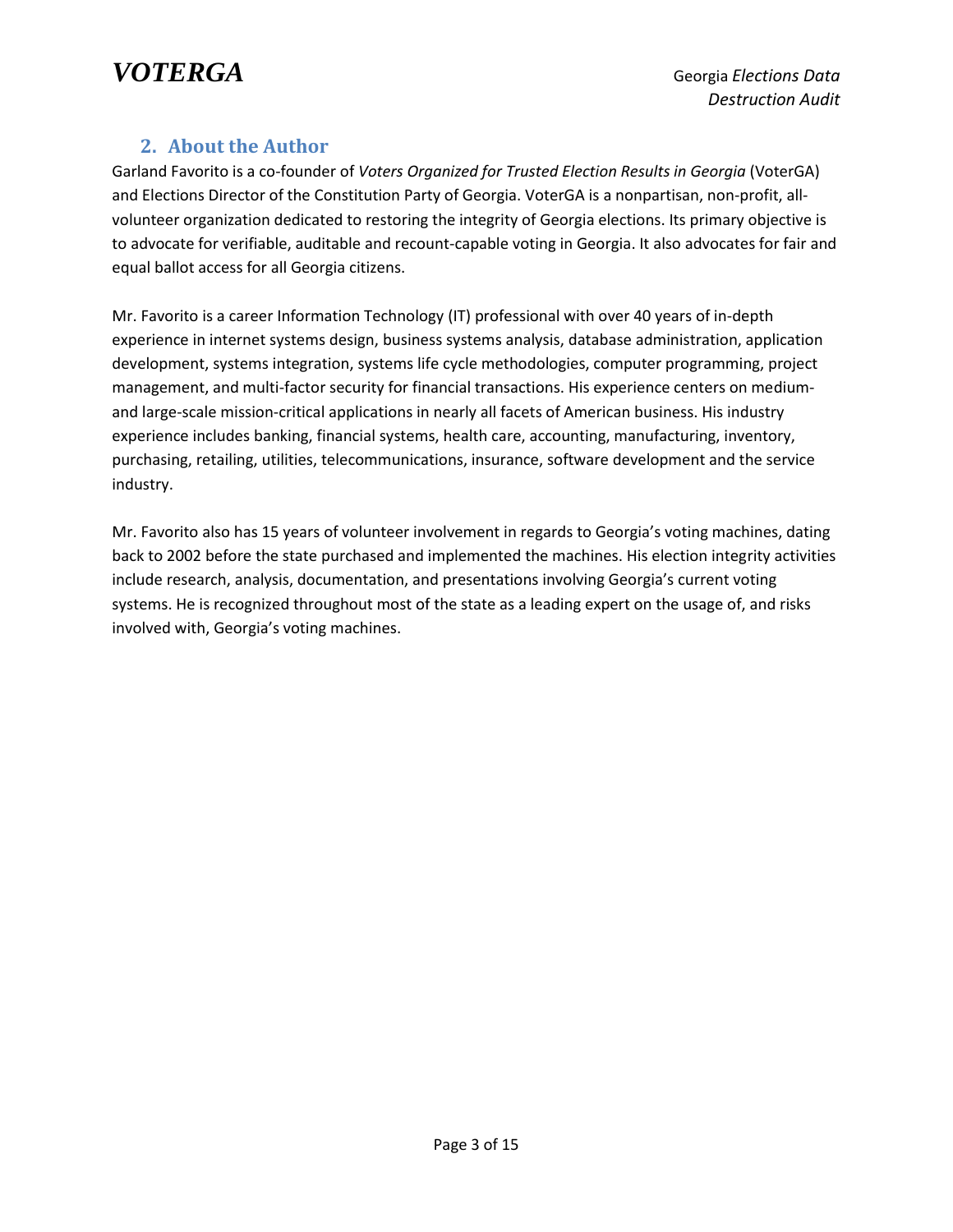## 2. About the Author

Garland Favorito is a co-founder of *Voters Organized for Trusted Election Results in Georgia* (VoterGA) and Elections Director of the Constitution Party of Georgia. VoterGA is a nonpartisan, non-profit, all-volunteer organization dedicated to restoring the integrity of Georgia elections. Its primary objective is to advocate for verifiable, auditable and recount-capable voting in Georgia. It also advocates for fair and equal ballot access for all Georgia citizens.

Mr. Favorito is a career Information Technology (IT) professional with over 40 years of in-depth experience in internet systems design, business systems analysis, database administration, application development, systems integration, systems life cycle methodologies, computer programming, project management, and multi-factor security for financial transactions. His experience centers on medium- and large-scale mission-critical applications in nearly all facets of American business. His industry experience includes banking, financial systems, health care, accounting, manufacturing, inventory, purchasing, retailing, utilities, telecommunications, insurance, software development and the service industry.

Mr. Favorito also has 15 years of volunteer involvement in regards to Georgia's voting machines, dating back to 2002 before the state purchased and implemented the machines. His election integrity activities include research, analysis, documentation, and presentations involving Georgia's current voting systems. He is recognized throughout most of the state as a leading expert on the usage of, and risks involved with, Georgia's voting machines.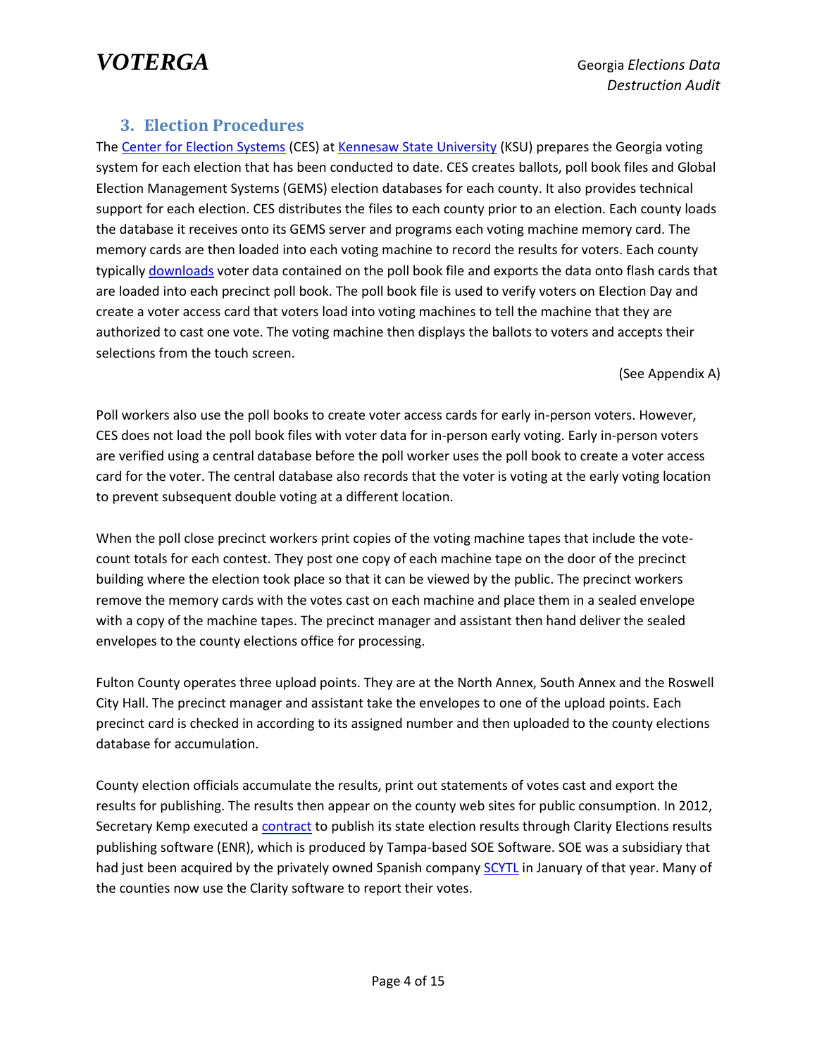## 3. Election Procedures

The Center for Election Systems (CES) at Kennesaw State University (KSU) prepares the Georgia voting system for each election that has been conducted to date. CES creates ballots, poll book files and Global Election Management Systems (GEMS) election databases for each county. It also provides technical support for each election. CES distributes the files to each county prior to an election. Each county loads the database it receives onto its GEMS server and programs each voting machine memory card. The memory cards are then loaded into each voting machine to record the results for voters. Each county typically downloads voter data contained on the poll book file and exports the data onto flash cards that are loaded into each precinct poll book. The poll book file is used to verify voters on Election Day and create a voter access card that voters load into voting machines to tell the machine that they are authorized to cast one vote. The voting machine then displays the ballots to voters and accepts their selections from the touch screen.

(See Appendix A)

Poll workers also use the poll books to create voter access cards for early in-person voters. However, CES does not load the poll book files with voter data for in-person early voting. Early in-person voters are verified using a central database before the poll worker uses the poll book to create a voter access card for the voter. The central database also records that the voter is voting at the early voting location to prevent subsequent double voting at a different location.

When the poll close precinct workers print copies of the voting machine tapes that include the vote-count totals for each contest. They post one copy of each machine tape on the door of the precinct building where the election took place so that it can be viewed by the public. The precinct workers remove the memory cards with the votes cast on each machine and place them in a sealed envelope with a copy of the machine tapes. The precinct manager and assistant then hand deliver the sealed envelopes to the county elections office for processing.

Fulton County operates three upload points. They are at the North Annex, South Annex and the Roswell City Hall. The precinct manager and assistant take the envelopes to one of the upload points. Each precinct card is checked in according to its assigned number and then uploaded to the county elections database for accumulation.

County election officials accumulate the results, print out statements of votes cast and export the results for publishing. The results then appear on the county web sites for public consumption. In 2012, Secretary Kemp executed a contract to publish its state election results through Clarity Elections results publishing software (ENR), which is produced by Tampa-based SOE Software. SOE was a subsidiary that had just been acquired by the privately owned Spanish company SCYTL in January of that year. Many of the counties now use the Clarity software to report their votes.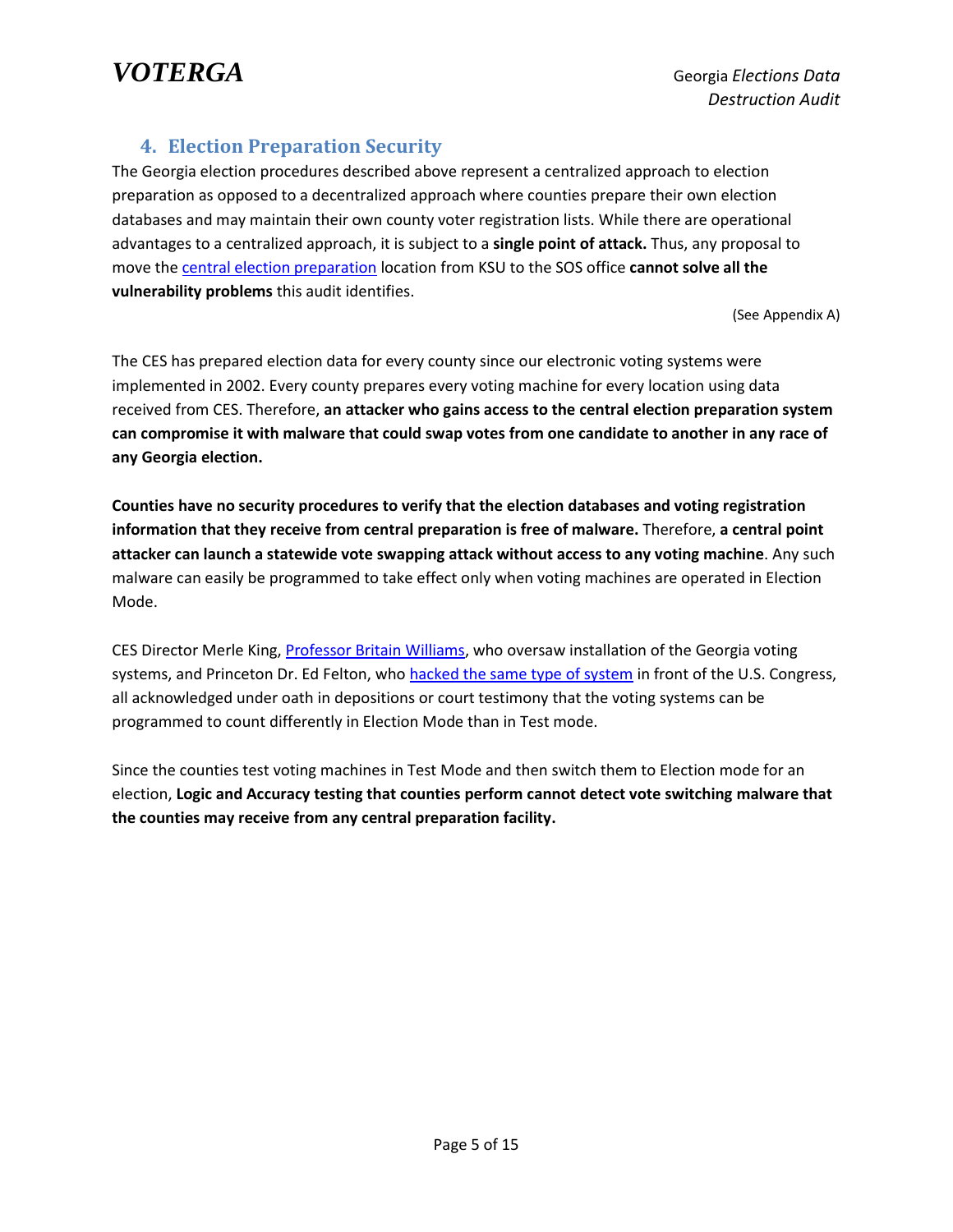## 4. Election Preparation Security

The Georgia election procedures described above represent a centralized approach to election preparation as opposed to a decentralized approach where counties prepare their own election databases and may maintain their own county voter registration lists. While there are operational advantages to a centralized approach, it is subject to a **single point of attack.** Thus, any proposal to move the central election preparation location from KSU to the SOS office **cannot solve all the vulnerability problems** this audit identifies.

(See Appendix A)

The CES has prepared election data for every county since our electronic voting systems were implemented in 2002. Every county prepares every voting machine for every location using data received from CES. Therefore, **an attacker who gains access to the central election preparation system can compromise it with malware that could swap votes from one candidate to another in any race of any Georgia election.**

**Counties have no security procedures to verify that the election databases and voting registration information that they receive from central preparation is free of malware.** Therefore, **a central point attacker can launch a statewide vote swapping attack without access to any voting machine**. Any such malware can easily be programmed to take effect only when voting machines are operated in Election Mode.

CES Director Merle King, Professor Britain Williams, who oversaw installation of the Georgia voting systems, and Princeton Dr. Ed Felton, who hacked the same type of system in front of the U.S. Congress, all acknowledged under oath in depositions or court testimony that the voting systems can be programmed to count differently in Election Mode than in Test mode.

Since the counties test voting machines in Test Mode and then switch them to Election mode for an election, **Logic and Accuracy testing that counties perform cannot detect vote switching malware that the counties may receive from any central preparation facility.**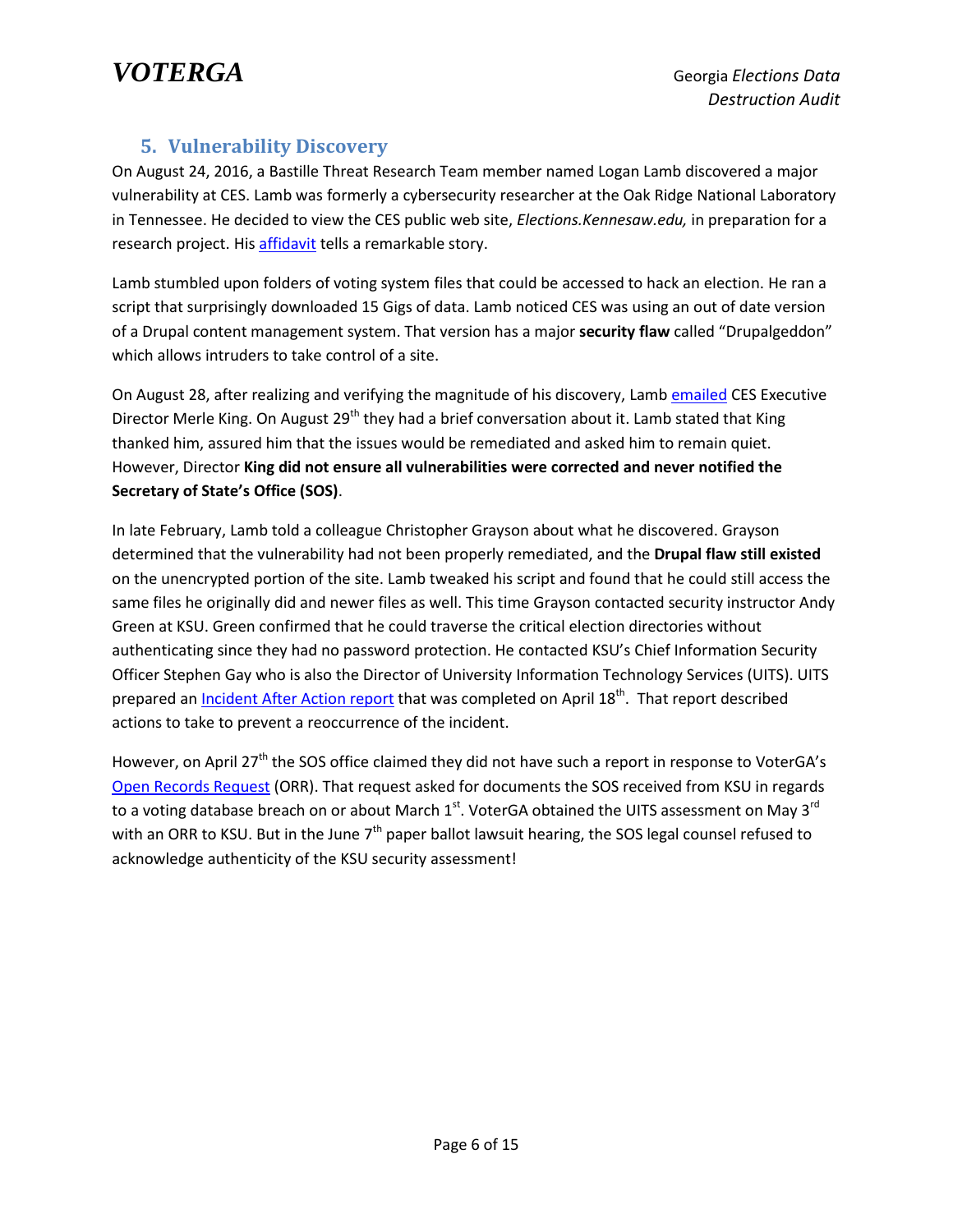## 5. Vulnerability Discovery

On August 24, 2016, a Bastille Threat Research Team member named Logan Lamb discovered a major vulnerability at CES. Lamb was formerly a cybersecurity researcher at the Oak Ridge National Laboratory in Tennessee. He decided to view the CES public web site, *Elections.Kennesaw.edu,* in preparation for a research project. His affidavit tells a remarkable story.

Lamb stumbled upon folders of voting system files that could be accessed to hack an election. He ran a script that surprisingly downloaded 15 Gigs of data. Lamb noticed CES was using an out of date version of a Drupal content management system. That version has a major **security flaw** called "Drupalgeddon" which allows intruders to take control of a site.

On August 28, after realizing and verifying the magnitude of his discovery, Lamb emailed CES Executive Director Merle King. On August 29th they had a brief conversation about it. Lamb stated that King thanked him, assured him that the issues would be remediated and asked him to remain quiet. However, Director **King did not ensure all vulnerabilities were corrected and never notified the Secretary of State's Office (SOS)**.

In late February, Lamb told a colleague Christopher Grayson about what he discovered. Grayson determined that the vulnerability had not been properly remediated, and the **Drupal flaw still existed** on the unencrypted portion of the site. Lamb tweaked his script and found that he could still access the same files he originally did and newer files as well. This time Grayson contacted security instructor Andy Green at KSU. Green confirmed that he could traverse the critical election directories without authenticating since they had no password protection. He contacted KSU's Chief Information Security Officer Stephen Gay who is also the Director of University Information Technology Services (UITS). UITS prepared an Incident After Action report that was completed on April 18th. That report described actions to take to prevent a reoccurrence of the incident.

However, on April 27th the SOS office claimed they did not have such a report in response to VoterGA's Open Records Request (ORR). That request asked for documents the SOS received from KSU in regards to a voting database breach on or about March 1st. VoterGA obtained the UITS assessment on May 3rd with an ORR to KSU. But in the June 7th paper ballot lawsuit hearing, the SOS legal counsel refused to acknowledge authenticity of the KSU security assessment!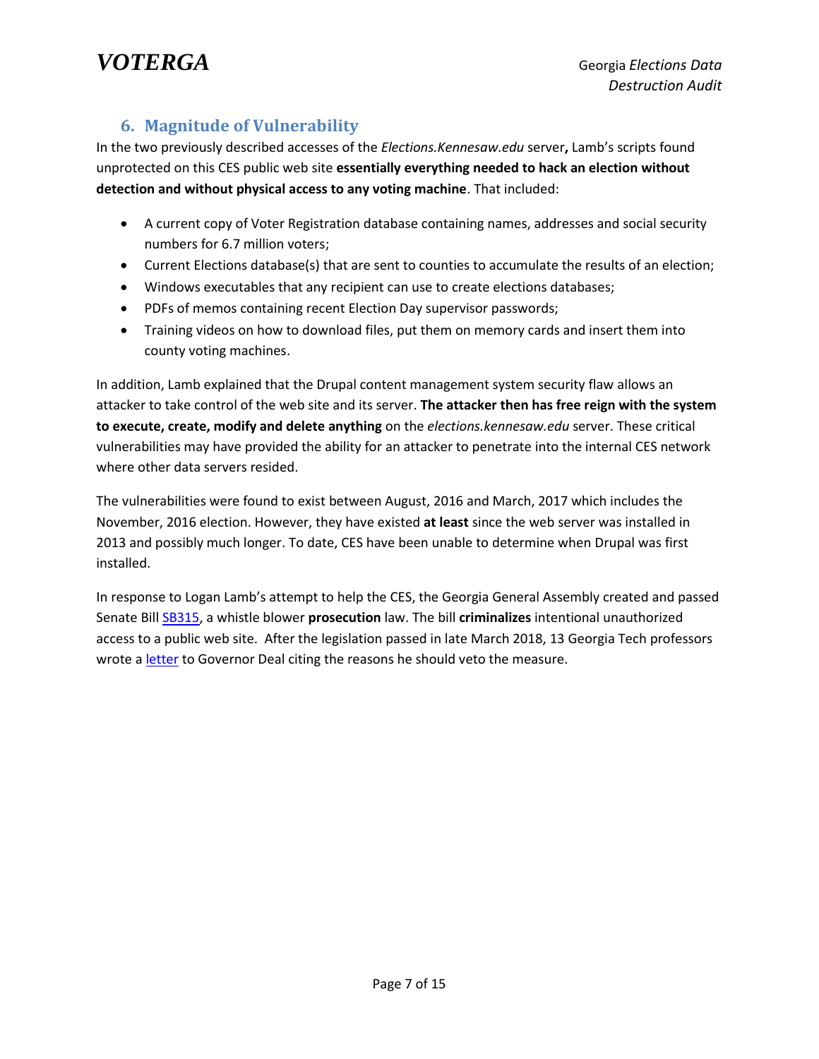## 6. Magnitude of Vulnerability

In the two previously described accesses of the *Elections.Kennesaw.edu* server**,** Lamb's scripts found unprotected on this CES public web site **essentially everything needed to hack an election without detection and without physical access to any voting machine**. That included:

- A current copy of Voter Registration database containing names, addresses and social security numbers for 6.7 million voters;
- Current Elections database(s) that are sent to counties to accumulate the results of an election;
- Windows executables that any recipient can use to create elections databases;
- PDFs of memos containing recent Election Day supervisor passwords;
- Training videos on how to download files, put them on memory cards and insert them into county voting machines.

In addition, Lamb explained that the Drupal content management system security flaw allows an attacker to take control of the web site and its server. **The attacker then has free reign with the system to execute, create, modify and delete anything** on the *elections.kennesaw.edu* server. These critical vulnerabilities may have provided the ability for an attacker to penetrate into the internal CES network where other data servers resided.

The vulnerabilities were found to exist between August, 2016 and March, 2017 which includes the November, 2016 election. However, they have existed **at least** since the web server was installed in 2013 and possibly much longer. To date, CES have been unable to determine when Drupal was first installed.

In response to Logan Lamb's attempt to help the CES, the Georgia General Assembly created and passed Senate Bill SB315, a whistle blower **prosecution** law. The bill **criminalizes** intentional unauthorized access to a public web site. After the legislation passed in late March 2018, 13 Georgia Tech professors wrote a letter to Governor Deal citing the reasons he should veto the measure.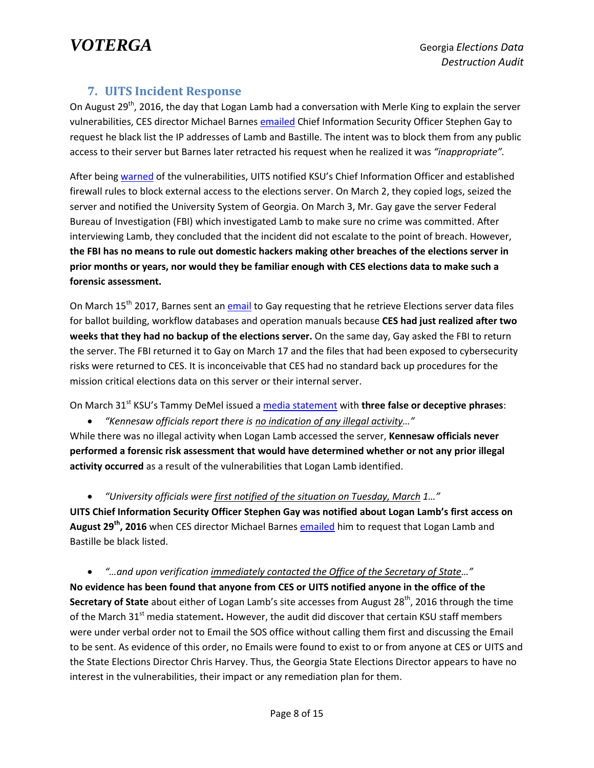## 7. UITS Incident Response

On August 29th, 2016, the day that Logan Lamb had a conversation with Merle King to explain the server vulnerabilities, CES director Michael Barnes emailed Chief Information Security Officer Stephen Gay to request he black list the IP addresses of Lamb and Bastille. The intent was to block them from any public access to their server but Barnes later retracted his request when he realized it was *"inappropriate".*

After being warned of the vulnerabilities, UITS notified KSU's Chief Information Officer and established firewall rules to block external access to the elections server. On March 2, they copied logs, seized the server and notified the University System of Georgia. On March 3, Mr. Gay gave the server Federal Bureau of Investigation (FBI) which investigated Lamb to make sure no crime was committed. After interviewing Lamb, they concluded that the incident did not escalate to the point of breach. However, **the FBI has no means to rule out domestic hackers making other breaches of the elections server in prior months or years, nor would they be familiar enough with CES elections data to make such a forensic assessment.**

On March 15th 2017, Barnes sent an email to Gay requesting that he retrieve Elections server data files for ballot building, workflow databases and operation manuals because **CES had just realized after two weeks that they had no backup of the elections server.** On the same day, Gay asked the FBI to return the server. The FBI returned it to Gay on March 17 and the files that had been exposed to cybersecurity risks were returned to CES. It is inconceivable that CES had no standard back up procedures for the mission critical elections data on this server or their internal server.

On March 31st KSU's Tammy DeMel issued a media statement with **three false or deceptive phrases**:

- *"Kennesaw officials report there is no indication of any illegal activity…"*

While there was no illegal activity when Logan Lamb accessed the server, **Kennesaw officials never performed a forensic risk assessment that would have determined whether or not any prior illegal activity occurred** as a result of the vulnerabilities that Logan Lamb identified.

- *"University officials were first notified of the situation on Tuesday, March 1…"*

**UITS Chief Information Security Officer Stephen Gay was notified about Logan Lamb's first access on August 29th, 2016** when CES director Michael Barnes emailed him to request that Logan Lamb and Bastille be black listed.

- *"…and upon verification immediately contacted the Office of the Secretary of State…"*

**No evidence has been found that anyone from CES or UITS notified anyone in the office of the Secretary of State** about either of Logan Lamb's site accesses from August 28th, 2016 through the time of the March 31st media statement**.** However, the audit did discover that certain KSU staff members were under verbal order not to Email the SOS office without calling them first and discussing the Email to be sent. As evidence of this order, no Emails were found to exist to or from anyone at CES or UITS and the State Elections Director Chris Harvey. Thus, the Georgia State Elections Director appears to have no interest in the vulnerabilities, their impact or any remediation plan for them.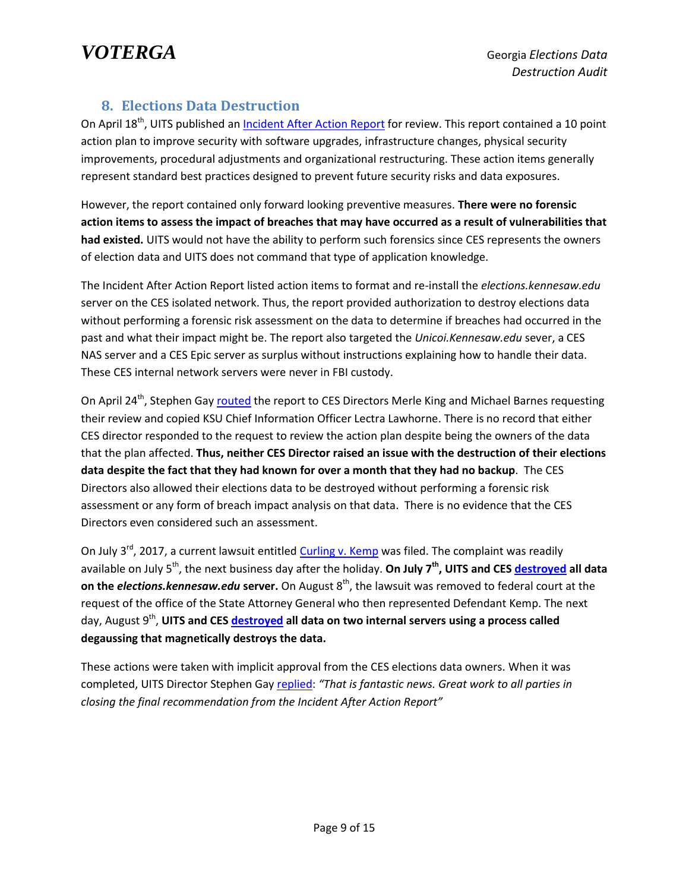## 8. Elections Data Destruction

On April 18th, UITS published an Incident After Action Report for review. This report contained a 10 point action plan to improve security with software upgrades, infrastructure changes, physical security improvements, procedural adjustments and organizational restructuring. These action items generally represent standard best practices designed to prevent future security risks and data exposures.

However, the report contained only forward looking preventive measures. **There were no forensic action items to assess the impact of breaches that may have occurred as a result of vulnerabilities that had existed.** UITS would not have the ability to perform such forensics since CES represents the owners of election data and UITS does not command that type of application knowledge.

The Incident After Action Report listed action items to format and re-install the *elections.kennesaw.edu* server on the CES isolated network. Thus, the report provided authorization to destroy elections data without performing a forensic risk assessment on the data to determine if breaches had occurred in the past and what their impact might be. The report also targeted the *Unicoi.Kennesaw.edu* sever, a CES NAS server and a CES Epic server as surplus without instructions explaining how to handle their data. These CES internal network servers were never in FBI custody.

On April 24th, Stephen Gay routed the report to CES Directors Merle King and Michael Barnes requesting their review and copied KSU Chief Information Officer Lectra Lawhorne. There is no record that either CES director responded to the request to review the action plan despite being the owners of the data that the plan affected. **Thus, neither CES Director raised an issue with the destruction of their elections data despite the fact that they had known for over a month that they had no backup**. The CES Directors also allowed their elections data to be destroyed without performing a forensic risk assessment or any form of breach impact analysis on that data. There is no evidence that the CES Directors even considered such an assessment.

On July 3rd, 2017, a current lawsuit entitled Curling v. Kemp was filed. The complaint was readily available on July 5th, the next business day after the holiday. **On July 7th, UITS and CES destroyed all data on the *elections.kennesaw.edu* server.** On August 8th, the lawsuit was removed to federal court at the request of the office of the State Attorney General who then represented Defendant Kemp. The next day, August 9th, **UITS and CES destroyed all data on two internal servers using a process called degaussing that magnetically destroys the data.**

These actions were taken with implicit approval from the CES elections data owners. When it was completed, UITS Director Stephen Gay replied: *"That is fantastic news. Great work to all parties in closing the final recommendation from the Incident After Action Report"*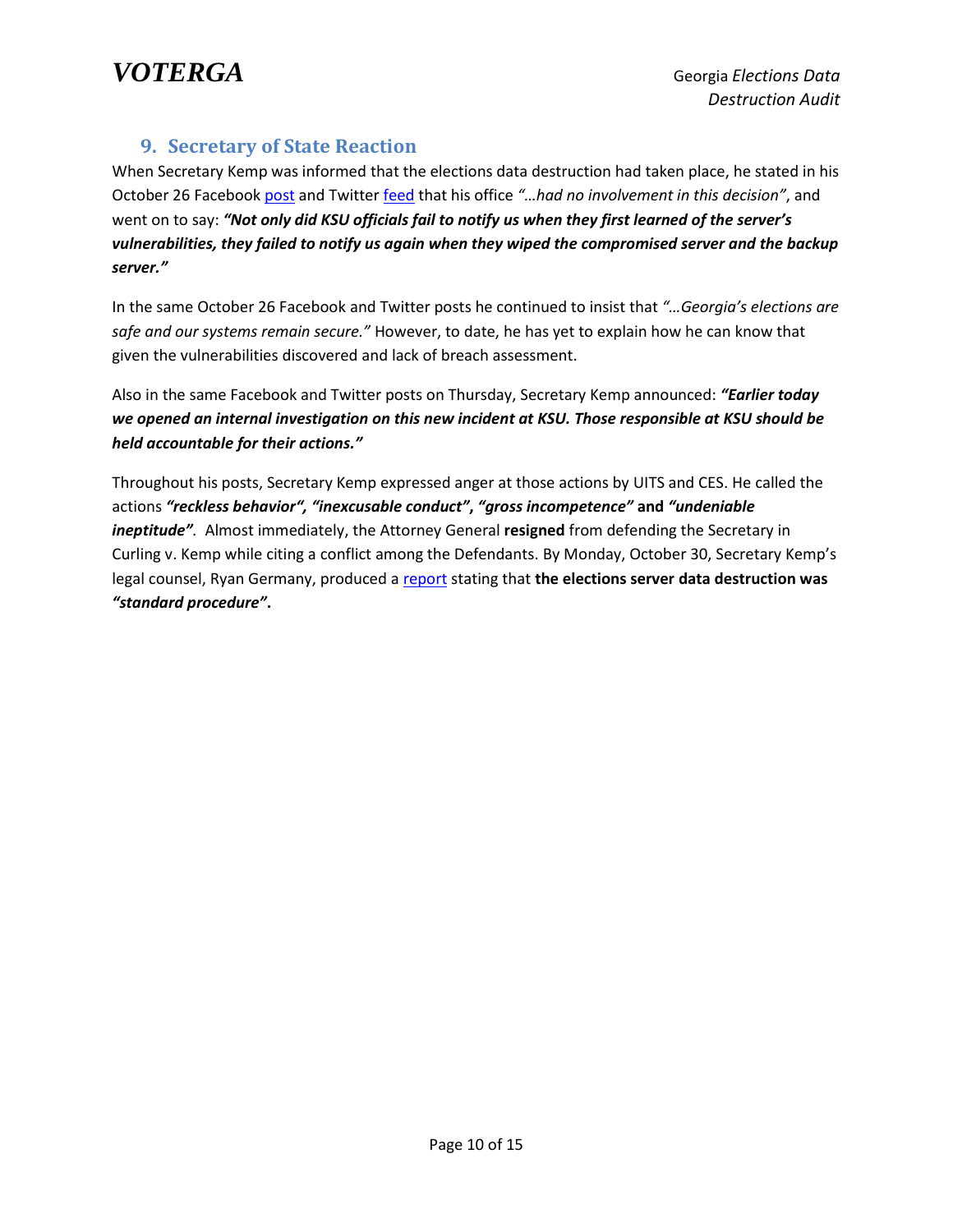## 9. Secretary of State Reaction

When Secretary Kemp was informed that the elections data destruction had taken place, he stated in his October 26 Facebook [post] and Twitter [feed] that his office *"…had no involvement in this decision"*, and went on to say: ***"Not only did KSU officials fail to notify us when they first learned of the server's vulnerabilities, they failed to notify us again when they wiped the compromised server and the backup server."***

In the same October 26 Facebook and Twitter posts he continued to insist that *"…Georgia's elections are safe and our systems remain secure."* However, to date, he has yet to explain how he can know that given the vulnerabilities discovered and lack of breach assessment.

Also in the same Facebook and Twitter posts on Thursday, Secretary Kemp announced: ***"Earlier today we opened an internal investigation on this new incident at KSU. Those responsible at KSU should be held accountable for their actions."***

Throughout his posts, Secretary Kemp expressed anger at those actions by UITS and CES. He called the actions ***"reckless behavior", "inexcusable conduct"***, ***"gross incompetence"*** **and** ***"undeniable ineptitude".*** Almost immediately, the Attorney General **resigned** from defending the Secretary in Curling v. Kemp while citing a conflict among the Defendants. By Monday, October 30, Secretary Kemp's legal counsel, Ryan Germany, produced a [report] stating that **the elections server data destruction was *"standard procedure"*.**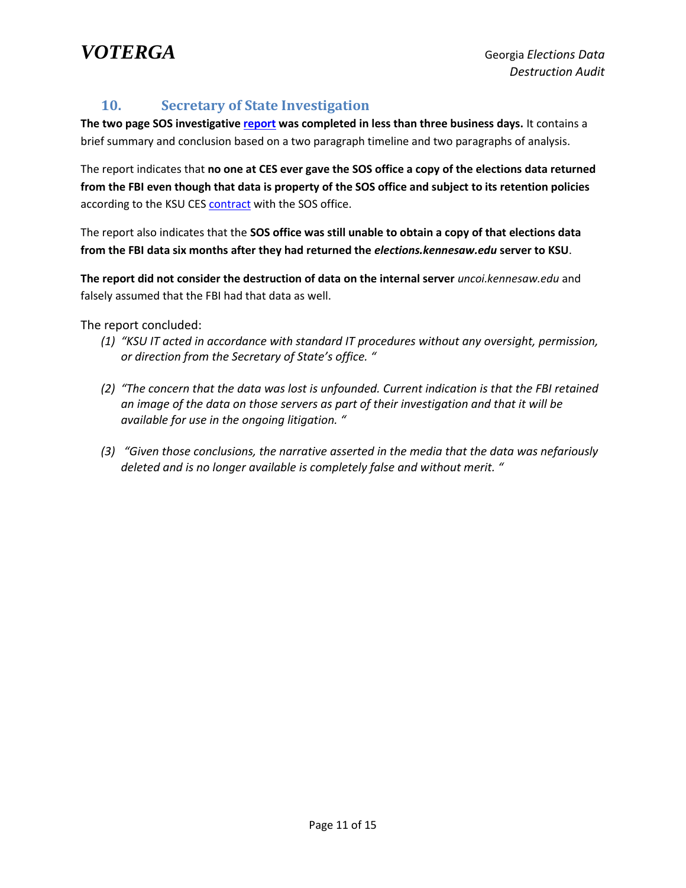## 10. Secretary of State Investigation

**The two page SOS investigative report was completed in less than three business days.** It contains a brief summary and conclusion based on a two paragraph timeline and two paragraphs of analysis.

The report indicates that **no one at CES ever gave the SOS office a copy of the elections data returned from the FBI even though that data is property of the SOS office and subject to its retention policies** according to the KSU CES contract with the SOS office.

The report also indicates that the **SOS office was still unable to obtain a copy of that elections data from the FBI data six months after they had returned the *elections.kennesaw.edu* server to KSU**.

**The report did not consider the destruction of data on the internal server** *uncoi.kennesaw.edu* and falsely assumed that the FBI had that data as well.

The report concluded:

1. *"KSU IT acted in accordance with standard IT procedures without any oversight, permission, or direction from the Secretary of State's office. "*
2. *"The concern that the data was lost is unfounded. Current indication is that the FBI retained an image of the data on those servers as part of their investigation and that it will be available for use in the ongoing litigation. "*
3. *"Given those conclusions, the narrative asserted in the media that the data was nefariously deleted and is no longer available is completely false and without merit. "*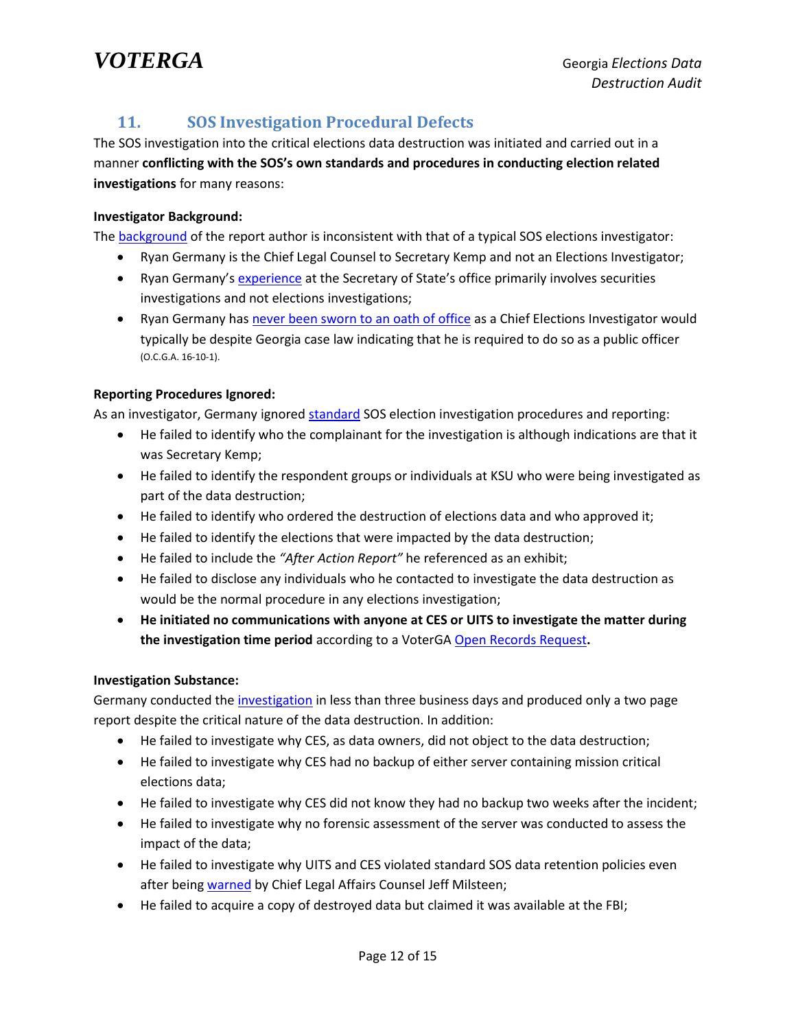## 11. SOS Investigation Procedural Defects

The SOS investigation into the critical elections data destruction was initiated and carried out in a manner **conflicting with the SOS's own standards and procedures in conducting election related investigations** for many reasons:

**Investigator Background:**

The background of the report author is inconsistent with that of a typical SOS elections investigator:

- Ryan Germany is the Chief Legal Counsel to Secretary Kemp and not an Elections Investigator;
- Ryan Germany's experience at the Secretary of State's office primarily involves securities investigations and not elections investigations;
- Ryan Germany has never been sworn to an oath of office as a Chief Elections Investigator would typically be despite Georgia case law indicating that he is required to do so as a public officer (O.C.G.A. 16-10-1).

**Reporting Procedures Ignored:**

As an investigator, Germany ignored standard SOS election investigation procedures and reporting:

- He failed to identify who the complainant for the investigation is although indications are that it was Secretary Kemp;
- He failed to identify the respondent groups or individuals at KSU who were being investigated as part of the data destruction;
- He failed to identify who ordered the destruction of elections data and who approved it;
- He failed to identify the elections that were impacted by the data destruction;
- He failed to include the *"After Action Report"* he referenced as an exhibit;
- He failed to disclose any individuals who he contacted to investigate the data destruction as would be the normal procedure in any elections investigation;
- **He initiated no communications with anyone at CES or UITS to investigate the matter during the investigation time period** according to a VoterGA Open Records Request**.**

**Investigation Substance:**

Germany conducted the investigation in less than three business days and produced only a two page report despite the critical nature of the data destruction. In addition:

- He failed to investigate why CES, as data owners, did not object to the data destruction;
- He failed to investigate why CES had no backup of either server containing mission critical elections data;
- He failed to investigate why CES did not know they had no backup two weeks after the incident;
- He failed to investigate why no forensic assessment of the server was conducted to assess the impact of the data;
- He failed to investigate why UITS and CES violated standard SOS data retention policies even after being warned by Chief Legal Affairs Counsel Jeff Milsteen;
- He failed to acquire a copy of destroyed data but claimed it was available at the FBI;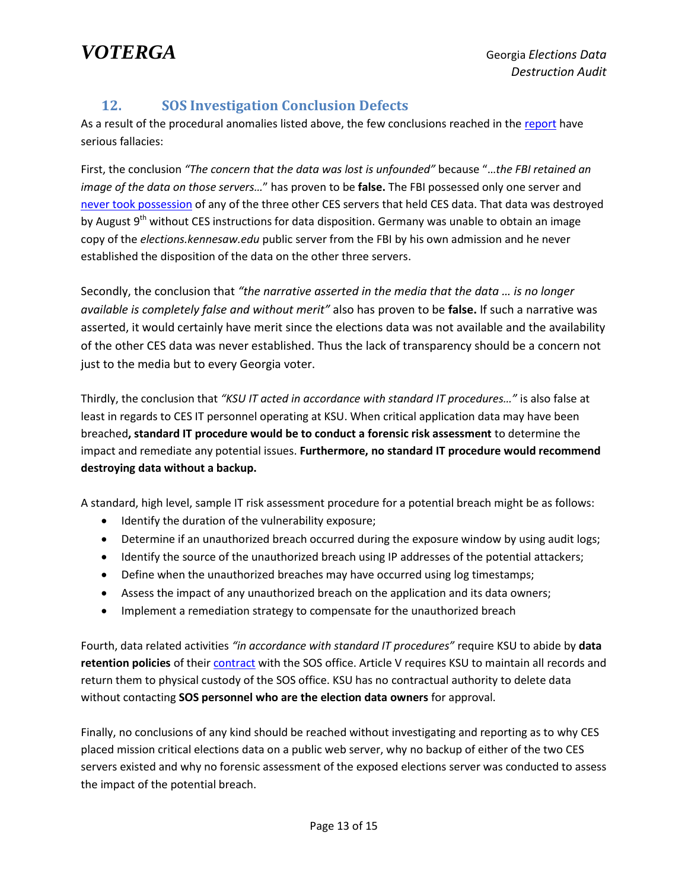## 12. SOS Investigation Conclusion Defects

As a result of the procedural anomalies listed above, the few conclusions reached in the report have serious fallacies:

First, the conclusion *"The concern that the data was lost is unfounded"* because "…*the FBI retained an image of the data on those servers…*" has proven to be **false.** The FBI possessed only one server and never took possession of any of the three other CES servers that held CES data. That data was destroyed by August 9th without CES instructions for data disposition. Germany was unable to obtain an image copy of the *elections.kennesaw.edu* public server from the FBI by his own admission and he never established the disposition of the data on the other three servers.

Secondly, the conclusion that *"the narrative asserted in the media that the data … is no longer available is completely false and without merit"* also has proven to be **false.** If such a narrative was asserted, it would certainly have merit since the elections data was not available and the availability of the other CES data was never established. Thus the lack of transparency should be a concern not just to the media but to every Georgia voter.

Thirdly, the conclusion that *"KSU IT acted in accordance with standard IT procedures…"* is also false at least in regards to CES IT personnel operating at KSU. When critical application data may have been breached**, standard IT procedure would be to conduct a forensic risk assessment** to determine the impact and remediate any potential issues. **Furthermore, no standard IT procedure would recommend destroying data without a backup.**

A standard, high level, sample IT risk assessment procedure for a potential breach might be as follows:

- Identify the duration of the vulnerability exposure;
- Determine if an unauthorized breach occurred during the exposure window by using audit logs;
- Identify the source of the unauthorized breach using IP addresses of the potential attackers;
- Define when the unauthorized breaches may have occurred using log timestamps;
- Assess the impact of any unauthorized breach on the application and its data owners;
- Implement a remediation strategy to compensate for the unauthorized breach

Fourth, data related activities *"in accordance with standard IT procedures"* require KSU to abide by **data retention policies** of their contract with the SOS office. Article V requires KSU to maintain all records and return them to physical custody of the SOS office. KSU has no contractual authority to delete data without contacting **SOS personnel who are the election data owners** for approval.

Finally, no conclusions of any kind should be reached without investigating and reporting as to why CES placed mission critical elections data on a public web server, why no backup of either of the two CES servers existed and why no forensic assessment of the exposed elections server was conducted to assess the impact of the potential breach.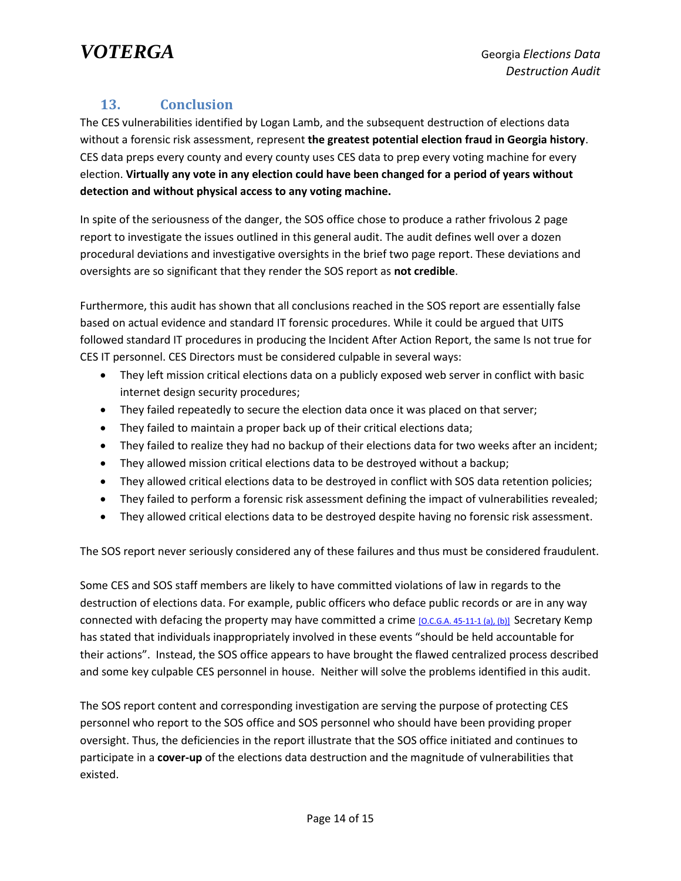## 13. Conclusion

The CES vulnerabilities identified by Logan Lamb, and the subsequent destruction of elections data without a forensic risk assessment, represent **the greatest potential election fraud in Georgia history**. CES data preps every county and every county uses CES data to prep every voting machine for every election. **Virtually any vote in any election could have been changed for a period of years without detection and without physical access to any voting machine.**

In spite of the seriousness of the danger, the SOS office chose to produce a rather frivolous 2 page report to investigate the issues outlined in this general audit. The audit defines well over a dozen procedural deviations and investigative oversights in the brief two page report. These deviations and oversights are so significant that they render the SOS report as **not credible**.

Furthermore, this audit has shown that all conclusions reached in the SOS report are essentially false based on actual evidence and standard IT forensic procedures. While it could be argued that UITS followed standard IT procedures in producing the Incident After Action Report, the same Is not true for CES IT personnel. CES Directors must be considered culpable in several ways:

- They left mission critical elections data on a publicly exposed web server in conflict with basic internet design security procedures;
- They failed repeatedly to secure the election data once it was placed on that server;
- They failed to maintain a proper back up of their critical elections data;
- They failed to realize they had no backup of their elections data for two weeks after an incident;
- They allowed mission critical elections data to be destroyed without a backup;
- They allowed critical elections data to be destroyed in conflict with SOS data retention policies;
- They failed to perform a forensic risk assessment defining the impact of vulnerabilities revealed;
- They allowed critical elections data to be destroyed despite having no forensic risk assessment.

The SOS report never seriously considered any of these failures and thus must be considered fraudulent.

Some CES and SOS staff members are likely to have committed violations of law in regards to the destruction of elections data. For example, public officers who deface public records or are in any way connected with defacing the property may have committed a crime [O.C.G.A. 45-11-1 (a), (b)] Secretary Kemp has stated that individuals inappropriately involved in these events "should be held accountable for their actions". Instead, the SOS office appears to have brought the flawed centralized process described and some key culpable CES personnel in house. Neither will solve the problems identified in this audit.

The SOS report content and corresponding investigation are serving the purpose of protecting CES personnel who report to the SOS office and SOS personnel who should have been providing proper oversight. Thus, the deficiencies in the report illustrate that the SOS office initiated and continues to participate in a **cover-up** of the elections data destruction and the magnitude of vulnerabilities that existed.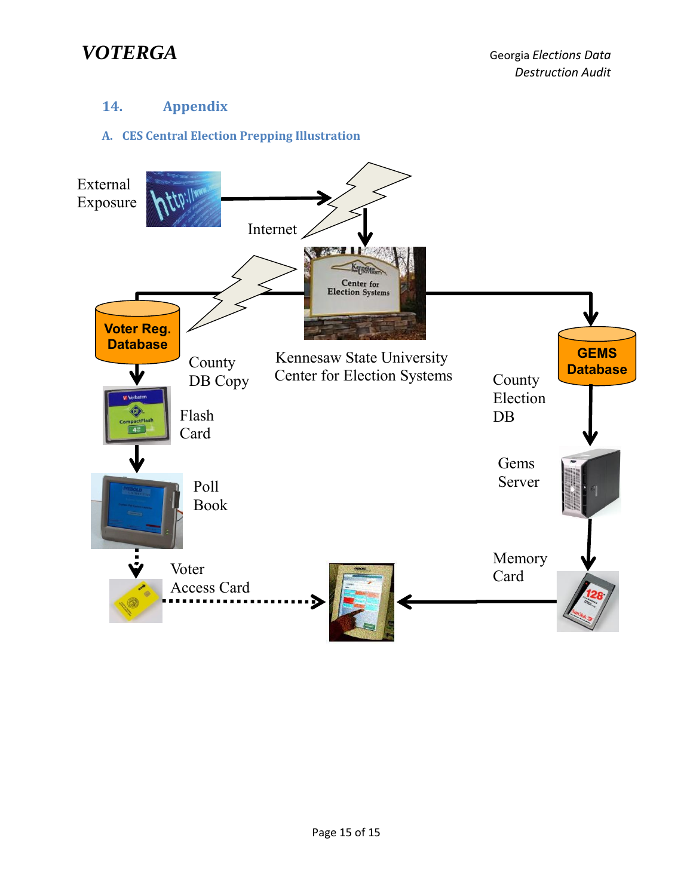## 14. Appendix

### A. CES Central Election Prepping Illustration

External Exposure

Internet

Voter Reg. Database

County DB Copy

Kennesaw State University Center for Election Systems

GEMS Database

County Election DB

Flash Card

Gems Server

Poll Book

Memory Card

Voter Access Card